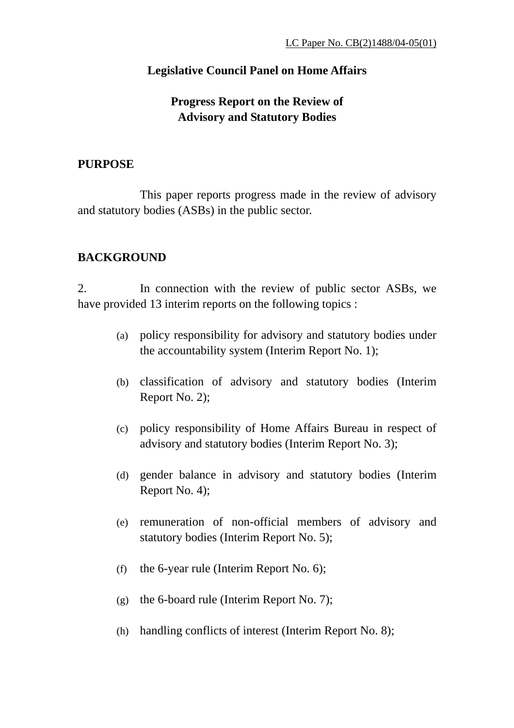LC Paper No. CB(2)1488/04-05(01)

# Legislative Council Panel on Home Affairs

## Progress Report on the Review of Advisory and Statutory Bodies

**PURPOSE**

This paper reports progress made in the review of advisory and statutory bodies (ASBs) in the public sector.

**BACKGROUND**

2. In connection with the review of public sector ASBs, we have provided 13 interim reports on the following topics :

(a) policy responsibility for advisory and statutory bodies under the accountability system (Interim Report No. 1);

(b) classification of advisory and statutory bodies (Interim Report No. 2);

(c) policy responsibility of Home Affairs Bureau in respect of advisory and statutory bodies (Interim Report No. 3);

(d) gender balance in advisory and statutory bodies (Interim Report No. 4);

(e) remuneration of non-official members of advisory and statutory bodies (Interim Report No. 5);

(f) the 6-year rule (Interim Report No. 6);

(g) the 6-board rule (Interim Report No. 7);

(h) handling conflicts of interest (Interim Report No. 8);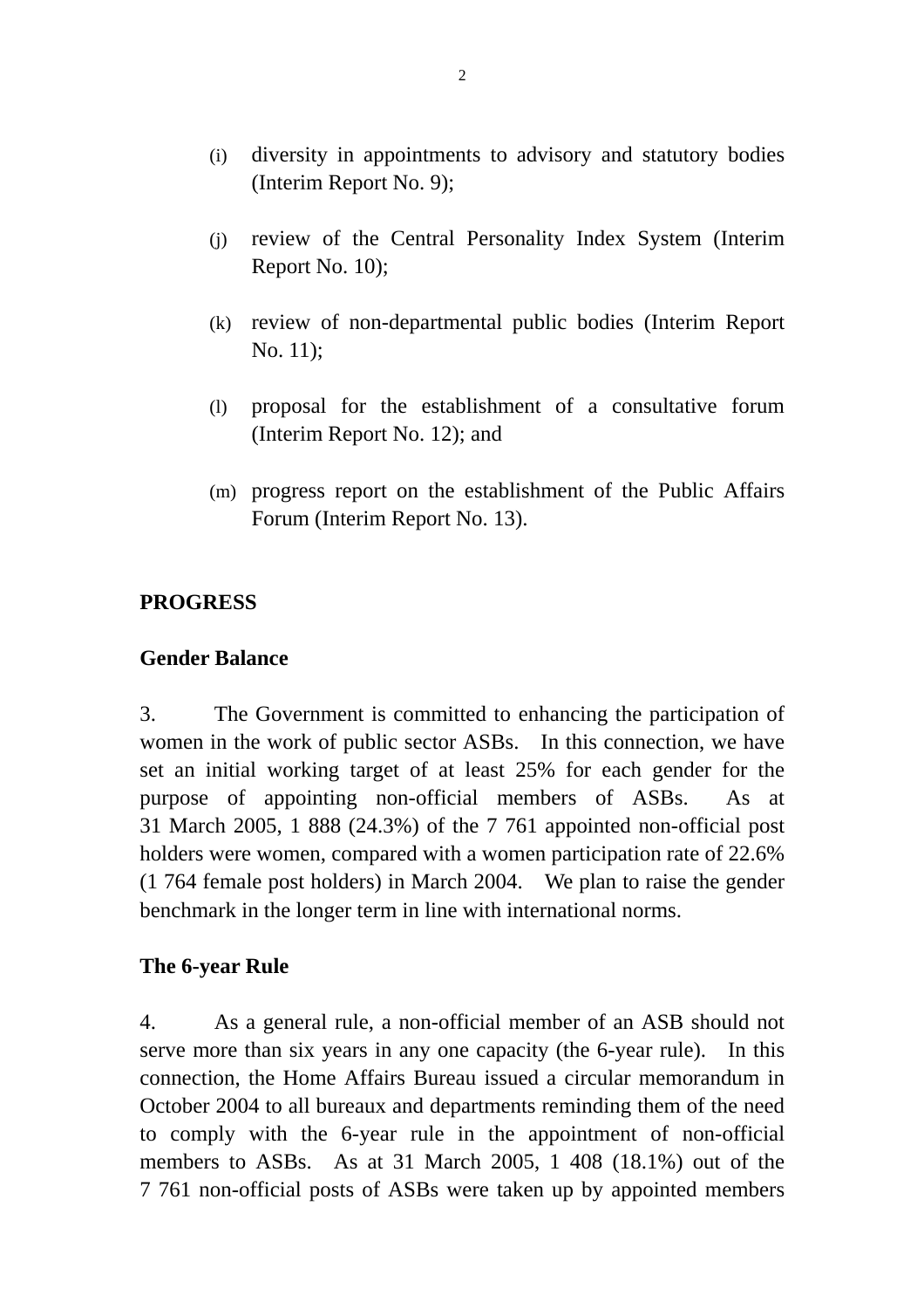(i) diversity in appointments to advisory and statutory bodies (Interim Report No. 9);

(j) review of the Central Personality Index System (Interim Report No. 10);

(k) review of non-departmental public bodies (Interim Report No. 11);

(l) proposal for the establishment of a consultative forum (Interim Report No. 12); and

(m) progress report on the establishment of the Public Affairs Forum (Interim Report No. 13).

## PROGRESS

### Gender Balance

3. The Government is committed to enhancing the participation of women in the work of public sector ASBs. In this connection, we have set an initial working target of at least 25% for each gender for the purpose of appointing non-official members of ASBs. As at 31 March 2005, 1 888 (24.3%) of the 7 761 appointed non-official post holders were women, compared with a women participation rate of 22.6% (1 764 female post holders) in March 2004. We plan to raise the gender benchmark in the longer term in line with international norms.

### The 6-year Rule

4. As a general rule, a non-official member of an ASB should not serve more than six years in any one capacity (the 6-year rule). In this connection, the Home Affairs Bureau issued a circular memorandum in October 2004 to all bureaux and departments reminding them of the need to comply with the 6-year rule in the appointment of non-official members to ASBs. As at 31 March 2005, 1 408 (18.1%) out of the 7 761 non-official posts of ASBs were taken up by appointed members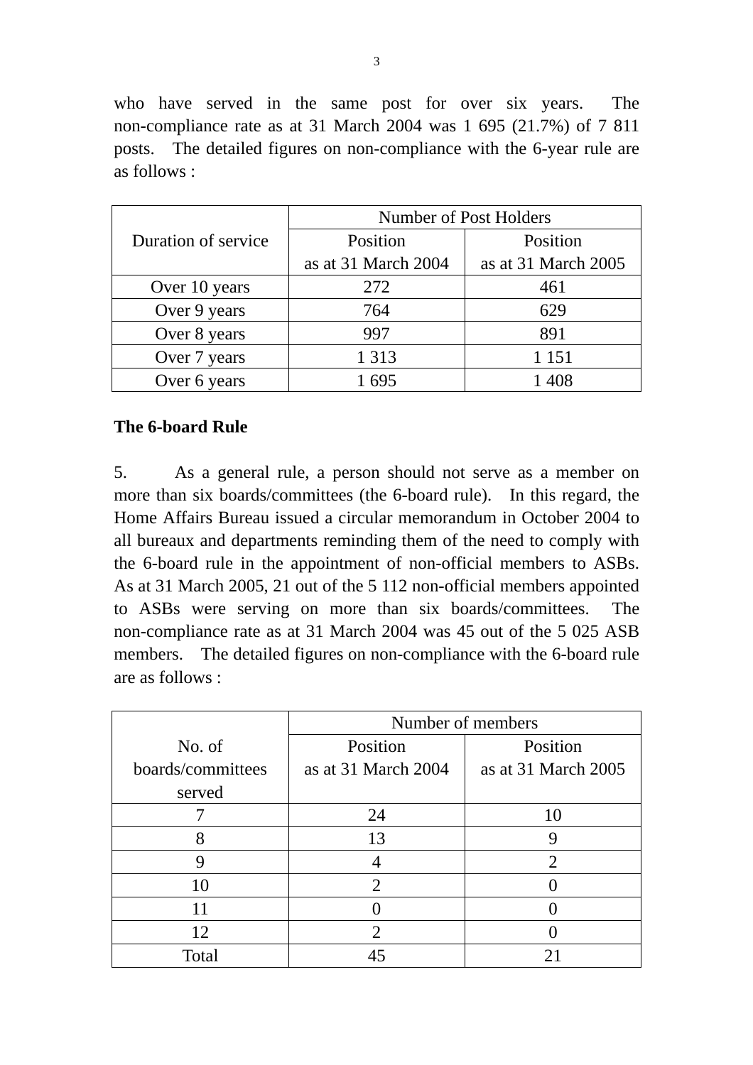who have served in the same post for over six years. The non-compliance rate as at 31 March 2004 was 1 695 (21.7%) of 7 811 posts. The detailed figures on non-compliance with the 6-year rule are as follows :

| Duration of service | Number of Post Holders | |
|---|---|---|
| | Position as at 31 March 2004 | Position as at 31 March 2005 |
| Over 10 years | 272 | 461 |
| Over 9 years | 764 | 629 |
| Over 8 years | 997 | 891 |
| Over 7 years | 1 313 | 1 151 |
| Over 6 years | 1 695 | 1 408 |

**The 6-board Rule**

5. As a general rule, a person should not serve as a member on more than six boards/committees (the 6-board rule). In this regard, the Home Affairs Bureau issued a circular memorandum in October 2004 to all bureaux and departments reminding them of the need to comply with the 6-board rule in the appointment of non-official members to ASBs. As at 31 March 2005, 21 out of the 5 112 non-official members appointed to ASBs were serving on more than six boards/committees. The non-compliance rate as at 31 March 2004 was 45 out of the 5 025 ASB members. The detailed figures on non-compliance with the 6-board rule are as follows :

| No. of boards/committees served | Number of members | |
|---|---|---|
| | Position as at 31 March 2004 | Position as at 31 March 2005 |
| 7 | 24 | 10 |
| 8 | 13 | 9 |
| 9 | 4 | 2 |
| 10 | 2 | 0 |
| 11 | 0 | 0 |
| 12 | 2 | 0 |
| Total | 45 | 21 |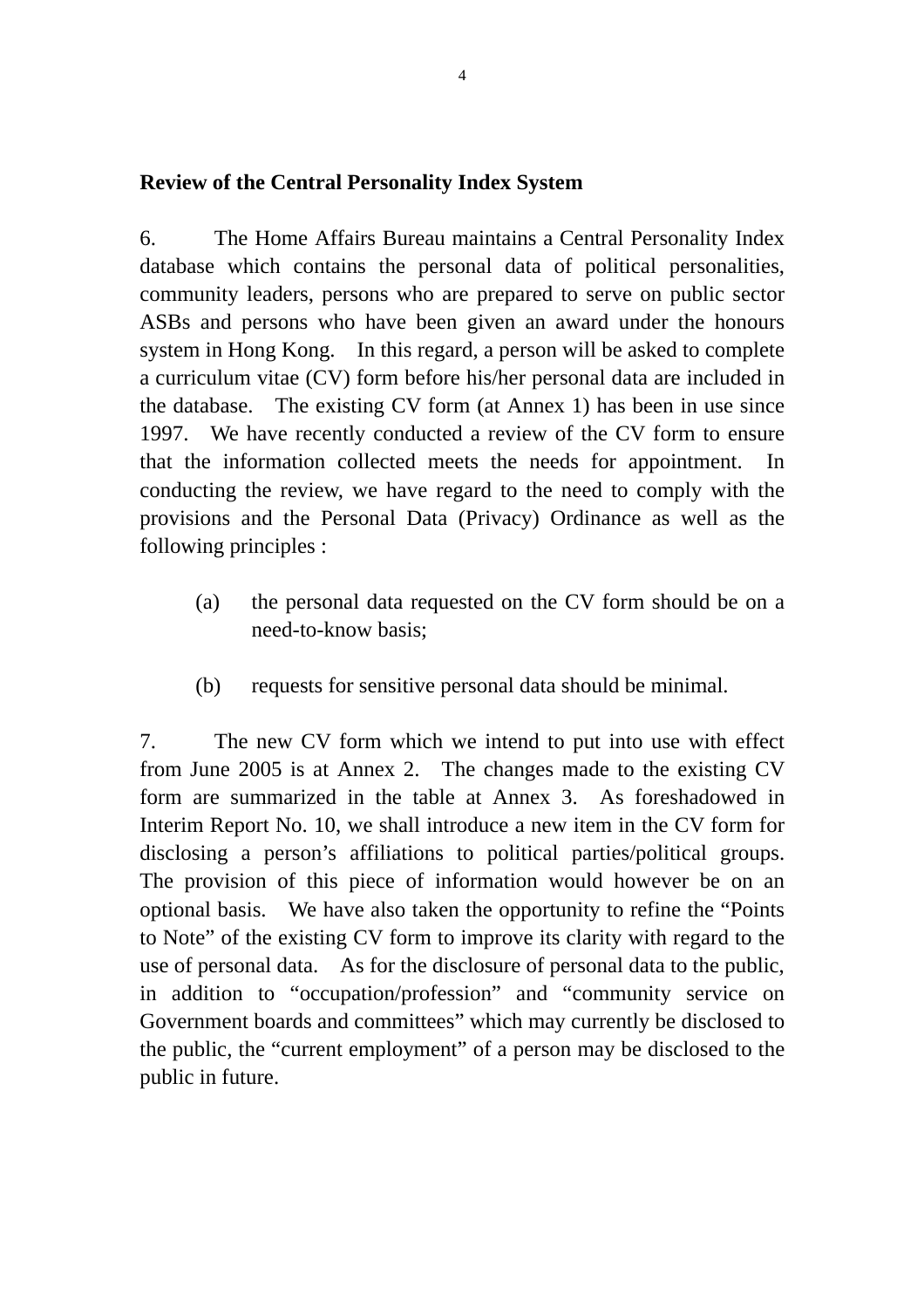**Review of the Central Personality Index System**

6. The Home Affairs Bureau maintains a Central Personality Index database which contains the personal data of political personalities, community leaders, persons who are prepared to serve on public sector ASBs and persons who have been given an award under the honours system in Hong Kong. In this regard, a person will be asked to complete a curriculum vitae (CV) form before his/her personal data are included in the database. The existing CV form (at Annex 1) has been in use since 1997. We have recently conducted a review of the CV form to ensure that the information collected meets the needs for appointment. In conducting the review, we have regard to the need to comply with the provisions and the Personal Data (Privacy) Ordinance as well as the following principles :

(a) the personal data requested on the CV form should be on a need-to-know basis;

(b) requests for sensitive personal data should be minimal.

7. The new CV form which we intend to put into use with effect from June 2005 is at Annex 2. The changes made to the existing CV form are summarized in the table at Annex 3. As foreshadowed in Interim Report No. 10, we shall introduce a new item in the CV form for disclosing a person's affiliations to political parties/political groups. The provision of this piece of information would however be on an optional basis. We have also taken the opportunity to refine the "Points to Note" of the existing CV form to improve its clarity with regard to the use of personal data. As for the disclosure of personal data to the public, in addition to "occupation/profession" and "community service on Government boards and committees" which may currently be disclosed to the public, the "current employment" of a person may be disclosed to the public in future.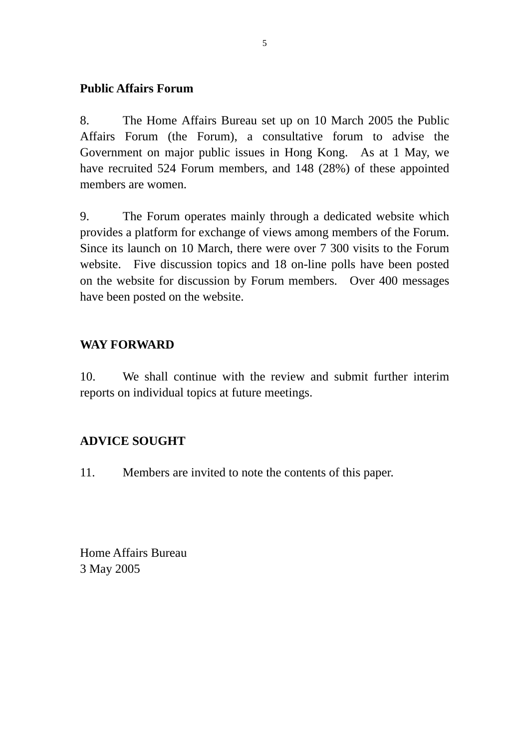**Public Affairs Forum**

8. The Home Affairs Bureau set up on 10 March 2005 the Public Affairs Forum (the Forum), a consultative forum to advise the Government on major public issues in Hong Kong. As at 1 May, we have recruited 524 Forum members, and 148 (28%) of these appointed members are women.

9. The Forum operates mainly through a dedicated website which provides a platform for exchange of views among members of the Forum. Since its launch on 10 March, there were over 7 300 visits to the Forum website. Five discussion topics and 18 on-line polls have been posted on the website for discussion by Forum members. Over 400 messages have been posted on the website.

## WAY FORWARD

10. We shall continue with the review and submit further interim reports on individual topics at future meetings.

## ADVICE SOUGHT

11. Members are invited to note the contents of this paper.

Home Affairs Bureau
3 May 2005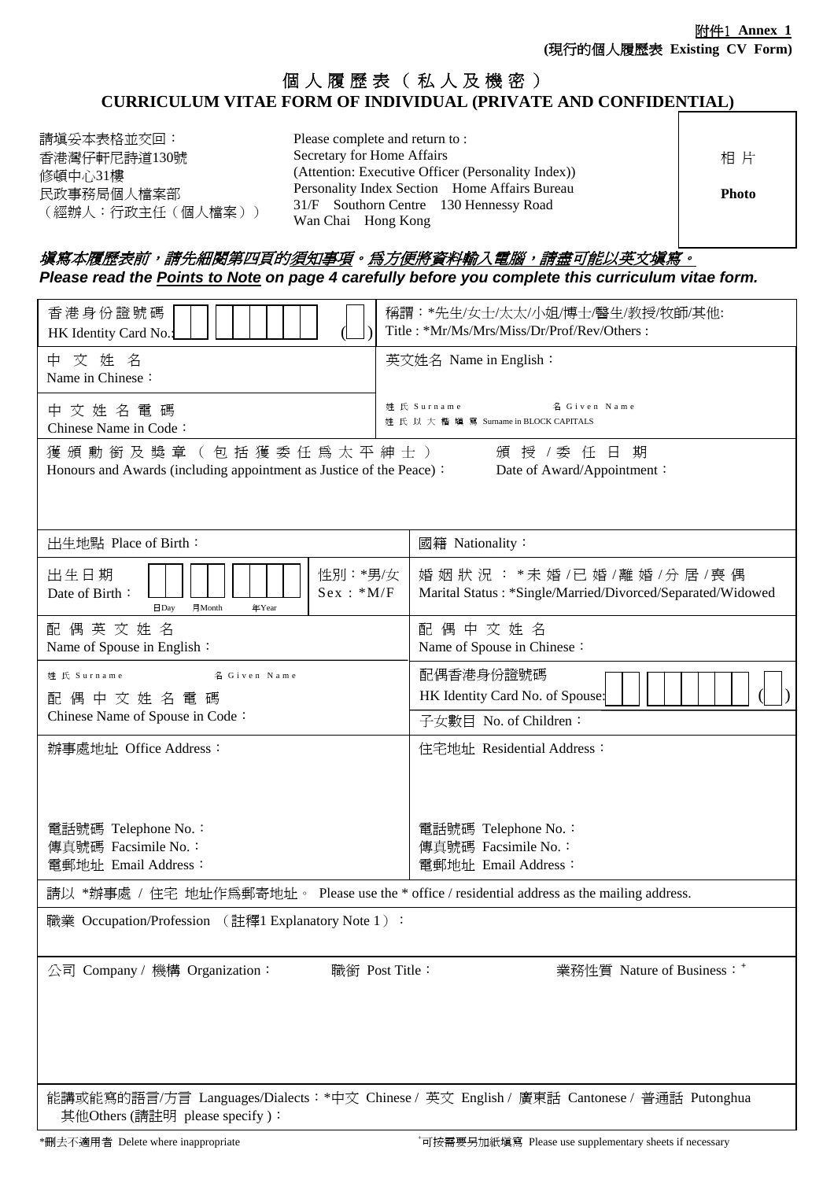附件1 **Annex 1**
**(現行的個人履歷表 Existing CV Form)**

# 個人履歷表（私人及機密）
## CURRICULUM VITAE FORM OF INDIVIDUAL (PRIVATE AND CONFIDENTIAL)

請填妥本表格並交回：
香港灣仔軒尼詩道130號
修頓中心31樓
民政事務局個人檔案部
（經辦人：行政主任（個人檔案））

Please complete and return to :
Secretary for Home Affairs
(Attention: Executive Officer (Personality Index))
Personality Index Section Home Affairs Bureau
31/F Southorn Centre 130 Hennessy Road
Wan Chai Hong Kong

相片
**Photo**

***填寫本履歷表前，請先細閱第四頁的須知事項。為方便將資料輸入電腦，請盡可能以英文填寫。***
***Please read the Points to Note on page 4 carefully before you complete this curriculum vitae form.***

| | |
|---|---|
| 香港身份證號碼 HK Identity Card No.: ( ) | 稱謂：*先生/女士/太太/小姐/博士/醫生/教授/牧師/其他: Title : *Mr/Ms/Mrs/Miss/Dr/Prof/Rev/Others : |
| 中文姓名 Name in Chinese： | 英文姓名 Name in English： |
| 中文姓名電碼 Chinese Name in Code： | 姓氏 Surname 名 Given Name 姓氏以大楷填寫 Surname in BLOCK CAPITALS |
| 獲頒勳銜及獎章（包括獲委任為太平紳士） Honours and Awards (including appointment as Justice of the Peace)： | 頒授/委任日期 Date of Award/Appointment： |
| 出生地點 Place of Birth： | 國籍 Nationality： |
| 出生日期 Date of Birth： 日Day 月Month 年Year 性別：*男/女 Sex：*M/F | 婚姻狀況：*未婚/已婚/離婚/分居/喪偶 Marital Status : *Single/Married/Divorced/Separated/Widowed |
| 配偶英文姓名 Name of Spouse in English： | 配偶中文姓名 Name of Spouse in Chinese： |
| 姓氏 Surname 名 Given Name 配偶中文姓名電碼 Chinese Name of Spouse in Code： | 配偶香港身份證號碼 HK Identity Card No. of Spouse: ( ) 子女數目 No. of Children： |
| 辦事處地址 Office Address： 電話號碼 Telephone No.： 傳真號碼 Facsimile No.： 電郵地址 Email Address： | 住宅地址 Residential Address： 電話號碼 Telephone No.： 傳真號碼 Facsimile No.： 電郵地址 Email Address： |

請以 *辦事處 / 住宅 地址作為郵寄地址。 Please use the * office / residential address as the mailing address.

職業 Occupation/Profession （註釋1 Explanatory Note 1）：

| 公司 Company / 機構 Organization： | 職銜 Post Title： | 業務性質 Nature of Business：⁺ |
|---|---|---|
| | | |

能講或能寫的語言/方言 Languages/Dialects：*中文 Chinese / 英文 English / 廣東話 Cantonese / 普通話 Putonghua 其他Others (請註明 please specify )：

*刪去不適用者 Delete where inappropriate

⁺可按需要另加紙填寫 Please use supplementary sheets if necessary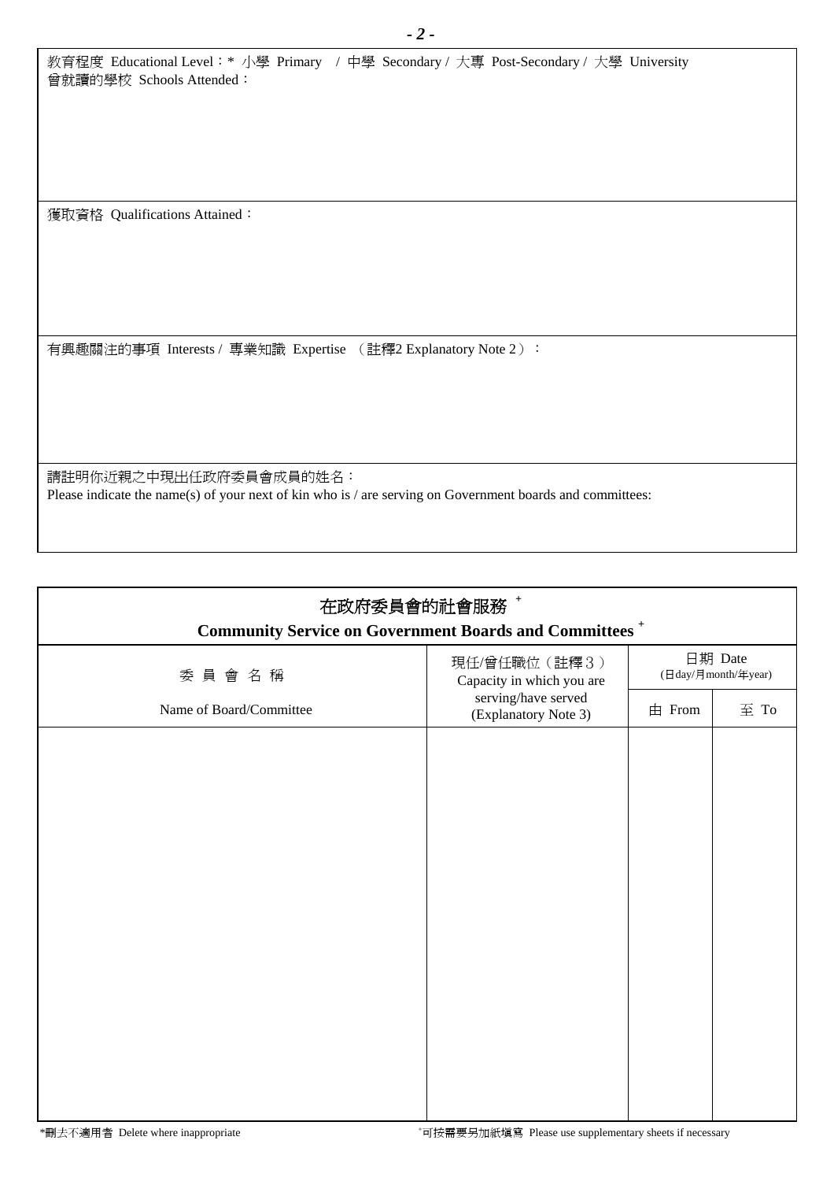教育程度 Educational Level：* 小學 Primary / 中學 Secondary / 大專 Post-Secondary / 大學 University
曾就讀的學校 Schools Attended：

獲取資格 Qualifications Attained：

有興趣關注的事項 Interests / 專業知識 Expertise （註釋2 Explanatory Note 2）：

請註明你近親之中現出任政府委員會成員的姓名：
Please indicate the name(s) of your next of kin who is / are serving on Government boards and committees:

## 在政府委員會的社會服務 +
## Community Service on Government Boards and Committees +

| 委員會名稱 Name of Board/Committee | 現任/曾任職位（註釋3）Capacity in which you are serving/have served (Explanatory Note 3) | 日期 Date (日day/月month/年year) | |
|---|---|---|---|
| | | 由 From | 至 To |
| | | | |

*刪去不適用者 Delete where inappropriate

+可按需要另加紙填寫 Please use supplementary sheets if necessary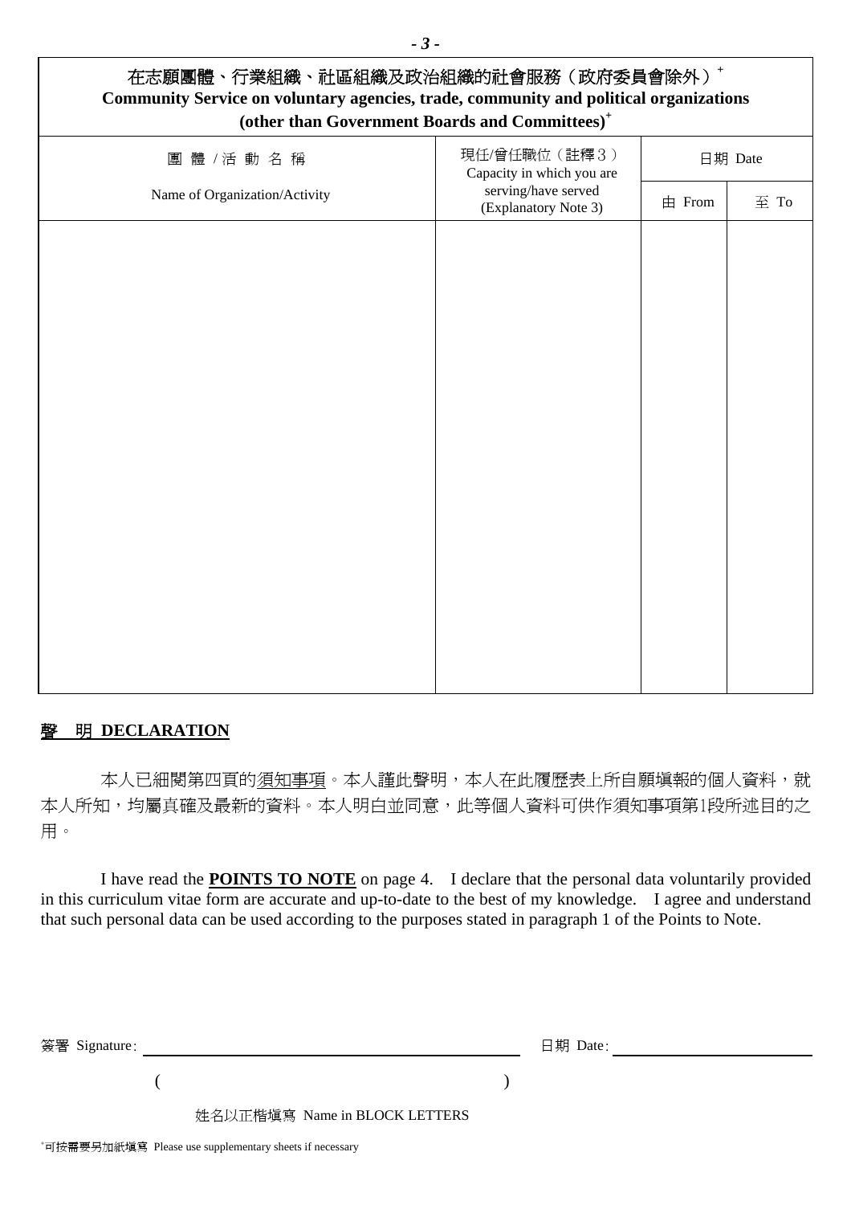## 在志願團體、行業組織、社區組織及政治組織的社會服務（政府委員會除外）[+]
## Community Service on voluntary agencies, trade, community and political organizations (other than Government Boards and Committees)[+]

| 團 體 / 活 動 名 稱<br>Name of Organization/Activity | 現任/曾任職位（註釋3）<br>Capacity in which you are serving/have served (Explanatory Note 3) | 日期 Date | |
|---|---|---|---|
| | | 由 From | 至 To |
| | | | |

### 聲 明 DECLARATION

本人已細閱第四頁的須知事項。本人謹此聲明，本人在此履歷表上所自願填報的個人資料，就本人所知，均屬真確及最新的資料。本人明白並同意，此等個人資料可供作須知事項第1段所述目的之用。

I have read the **POINTS TO NOTE** on page 4. I declare that the personal data voluntarily provided in this curriculum vitae form are accurate and up-to-date to the best of my knowledge. I agree and understand that such personal data can be used according to the purposes stated in paragraph 1 of the Points to Note.

簽署 Signature: ______________________ 日期 Date: ______________

( )

姓名以正楷填寫 Name in BLOCK LETTERS

[+]可按需要另加紙填寫 Please use supplementary sheets if necessary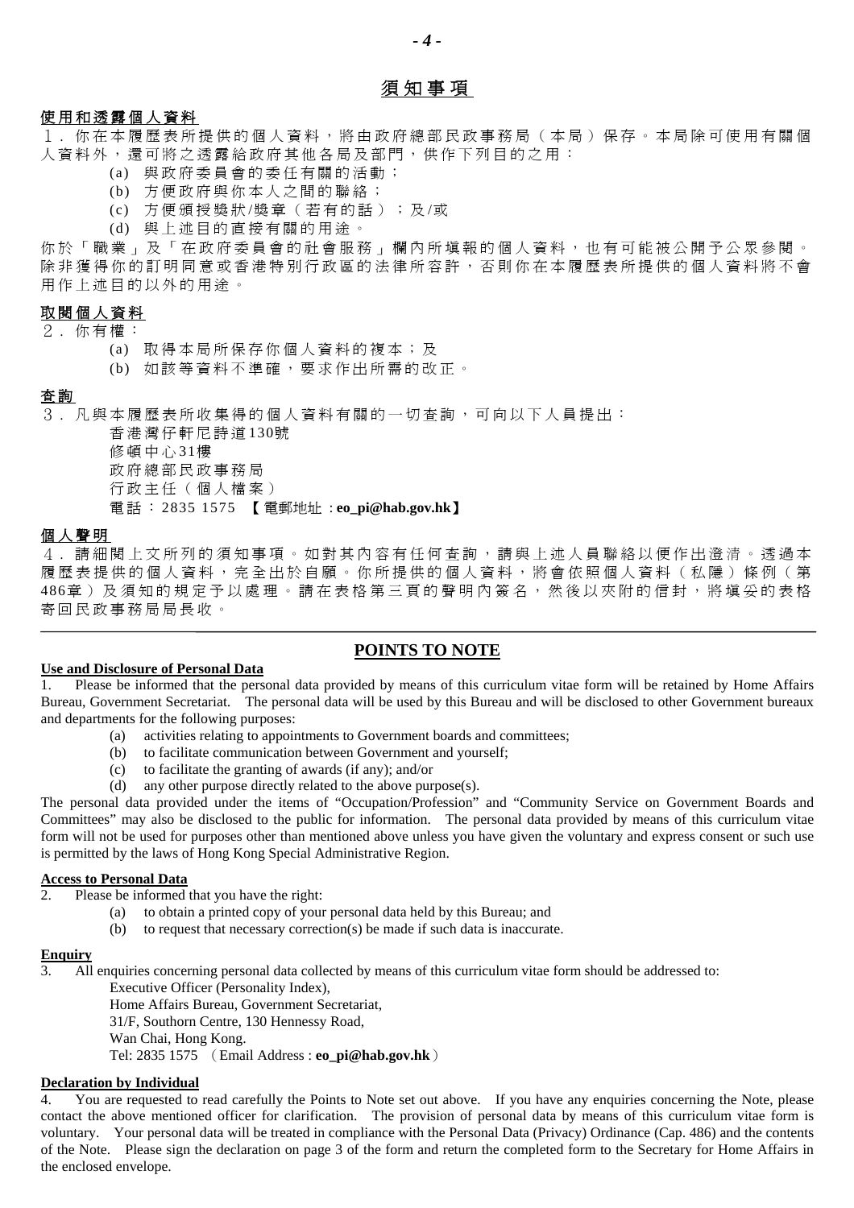# 須知事項

**使用和透露個人資料**

1．你在本履歷表所提供的個人資料，將由政府總部民政事務局（本局）保存。本局除可使用有關個人資料外，還可將之透露給政府其他各局及部門，供作下列目的之用：

- (a) 與政府委員會的委任有關的活動；
- (b) 方便政府與你本人之間的聯絡；
- (c) 方便頒授獎狀/獎章（若有的話）；及/或
- (d) 與上述目的直接有關的用途。

你於「職業」及「在政府委員會的社會服務」欄內所填報的個人資料，也有可能被公開予公眾參閱。除非獲得你的訂明同意或香港特別行政區的法律所容許，否則你在本履歷表所提供的個人資料將不會用作上述目的以外的用途。

**取閱個人資料**

2．你有權：

- (a) 取得本局所保存你個人資料的複本；及
- (b) 如該等資料不準確，要求作出所需的改正。

**查詢**

3．凡與本履歷表所收集得的個人資料有關的一切查詢，可向以下人員提出：

香港灣仔軒尼詩道130號
修頓中心31樓
政府總部民政事務局
行政主任（個人檔案）
電話：2835 1575 【電郵地址：**eo_pi@hab.gov.hk**】

**個人聲明**

4．請細閱上文所列的須知事項。如對其內容有任何查詢，請與上述人員聯絡以便作出澄清。透過本履歷表提供的個人資料，完全出於自願。你所提供的個人資料，將會依照個人資料（私隱）條例（第486章）及須知的規定予以處理。請在表格第三頁的聲明內簽名，然後以夾附的信封，將填妥的表格寄回民政事務局局長收。

---

# POINTS TO NOTE

**Use and Disclosure of Personal Data**

1. Please be informed that the personal data provided by means of this curriculum vitae form will be retained by Home Affairs Bureau, Government Secretariat. The personal data will be used by this Bureau and will be disclosed to other Government bureaux and departments for the following purposes:

- (a) activities relating to appointments to Government boards and committees;
- (b) to facilitate communication between Government and yourself;
- (c) to facilitate the granting of awards (if any); and/or
- (d) any other purpose directly related to the above purpose(s).

The personal data provided under the items of "Occupation/Profession" and "Community Service on Government Boards and Committees" may also be disclosed to the public for information. The personal data provided by means of this curriculum vitae form will not be used for purposes other than mentioned above unless you have given the voluntary and express consent or such use is permitted by the laws of Hong Kong Special Administrative Region.

**Access to Personal Data**

2. Please be informed that you have the right:

- (a) to obtain a printed copy of your personal data held by this Bureau; and
- (b) to request that necessary correction(s) be made if such data is inaccurate.

**Enquiry**

3. All enquiries concerning personal data collected by means of this curriculum vitae form should be addressed to:

Executive Officer (Personality Index),
Home Affairs Bureau, Government Secretariat,
31/F, Southorn Centre, 130 Hennessy Road,
Wan Chai, Hong Kong.
Tel: 2835 1575 （Email Address : **eo_pi@hab.gov.hk**）

**Declaration by Individual**

4. You are requested to read carefully the Points to Note set out above. If you have any enquiries concerning the Note, please contact the above mentioned officer for clarification. The provision of personal data by means of this curriculum vitae form is voluntary. Your personal data will be treated in compliance with the Personal Data (Privacy) Ordinance (Cap. 486) and the contents of the Note. Please sign the declaration on page 3 of the form and return the completed form to the Secretary for Home Affairs in the enclosed envelope.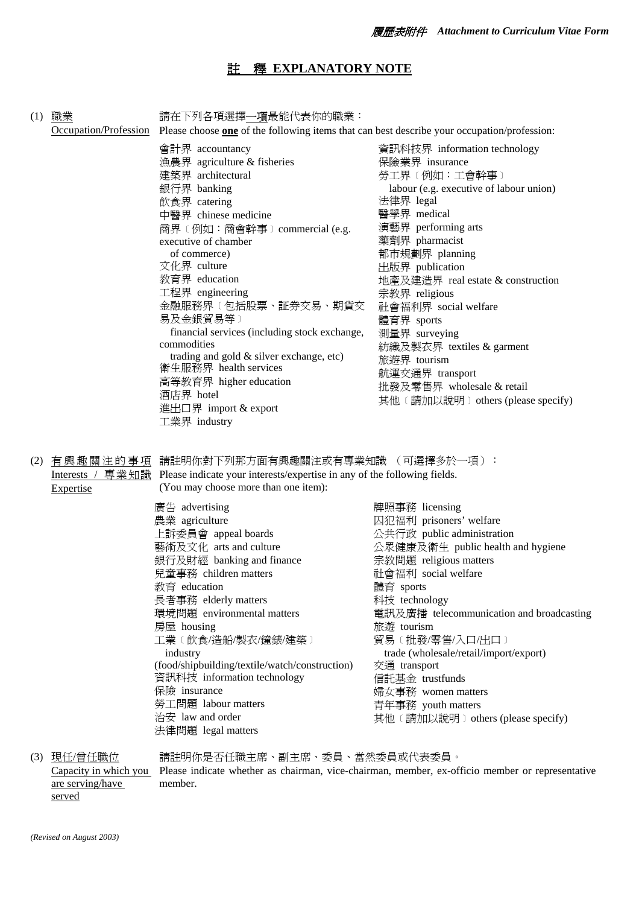*履歷表附件 Attachment to Curriculum Vitae Form*

# 註　釋 EXPLANATORY NOTE

(1) 職業 Occupation/Profession

請在下列各項選擇一項最能代表你的職業：
Please choose **one** of the following items that can best describe your occupation/profession:

- 會計界 accountancy
- 漁農界 agriculture & fisheries
- 建築界 architectural
- 銀行界 banking
- 飲食界 catering
- 中醫界 chinese medicine
- 商界〔例如：商會幹事〕commercial (e.g. executive of chamber of commerce)
- 文化界 culture
- 教育界 education
- 工程界 engineering
- 金融服務界〔包括股票、証券交易、期貨交易及金銀貿易等〕financial services (including stock exchange, commodities trading and gold & silver exchange, etc)
- 衛生服務界 health services
- 高等教育界 higher education
- 酒店界 hotel
- 進出口界 import & export
- 工業界 industry
- 資訊科技界 information technology
- 保險業界 insurance
- 勞工界〔例如：工會幹事〕labour (e.g. executive of labour union)
- 法律界 legal
- 醫學界 medical
- 演藝界 performing arts
- 藥劑界 pharmacist
- 都市規劃界 planning
- 出版界 publication
- 地產及建造界 real estate & construction
- 宗教界 religious
- 社會福利界 social welfare
- 體育界 sports
- 測量界 surveying
- 紡織及製衣界 textiles & garment
- 旅遊界 tourism
- 航運交通界 transport
- 批發及零售界 wholesale & retail
- 其他〔請加以說明〕others (please specify)

(2) 有興趣關注的事項 Interests / 專業知識 Expertise

請註明你對下列那方面有興趣關注或有專業知識（可選擇多於一項）：
Please indicate your interests/expertise in any of the following fields. (You may choose more than one item):

- 廣告 advertising
- 農業 agriculture
- 上訴委員會 appeal boards
- 藝術及文化 arts and culture
- 銀行及財經 banking and finance
- 兒童事務 children matters
- 教育 education
- 長者事務 elderly matters
- 環境問題 environmental matters
- 房屋 housing
- 工業〔飲食/造船/製衣/鐘錶/建築〕industry (food/shipbuilding/textile/watch/construction)
- 資訊科技 information technology
- 保險 insurance
- 勞工問題 labour matters
- 治安 law and order
- 法律問題 legal matters
- 牌照事務 licensing
- 囚犯福利 prisoners' welfare
- 公共行政 public administration
- 公眾健康及衛生 public health and hygiene
- 宗教問題 religious matters
- 社會福利 social welfare
- 體育 sports
- 科技 technology
- 電訊及廣播 telecommunication and broadcasting
- 旅遊 tourism
- 貿易〔批發/零售/入口/出口〕trade (wholesale/retail/import/export)
- 交通 transport
- 信託基金 trustfunds
- 婦女事務 women matters
- 青年事務 youth matters
- 其他〔請加以說明〕others (please specify)

(3) 現任/曾任職位 Capacity in which you are serving/have served

請註明你是否任職主席、副主席、委員、當然委員或代表委員。
Please indicate whether as chairman, vice-chairman, member, ex-officio member or representative member.

*(Revised on August 2003)*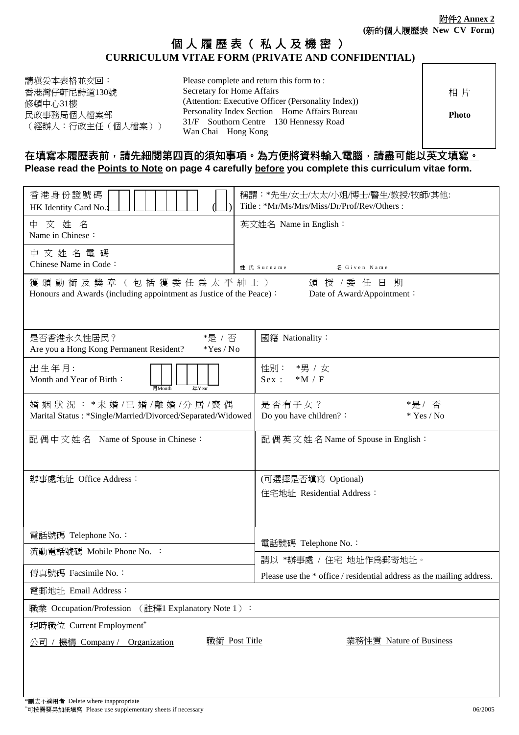附件2 **Annex 2**
**(新的個人履歷表 New CV Form)**

# 個人履歷表（私人及機密）
## CURRICULUM VITAE FORM (PRIVATE AND CONFIDENTIAL)

請填妥本表格並交回：
香港灣仔軒尼詩道130號
修頓中心31樓
民政事務局個人檔案部
（經辦人：行政主任（個人檔案））

Please complete and return this form to :
Secretary for Home Affairs
(Attention: Executive Officer (Personality Index))
Personality Index Section Home Affairs Bureau
31/F Southorn Centre 130 Hennessy Road
Wan Chai Hong Kong

相片
**Photo**

**在填寫本履歷表前，請先細閱第四頁的須知事項。為方便將資料輸入電腦，請盡可能以英文填寫。**
**Please read the Points to Note on page 4 carefully before you complete this curriculum vitae form.**

| | |
|---|---|
| 香港身份證號碼 HK Identity Card No.: ( ) | 稱謂：*先生/女士/太太/小姐/博士/醫生/教授/牧師/其他: Title : *Mr/Ms/Mrs/Miss/Dr/Prof/Rev/Others : |
| 中文姓名 Name in Chinese： | 英文姓名 Name in English： |
| 中文姓名電碼 Chinese Name in Code： | 姓氏 Surname 名 Given Name |
| 獲頒勳銜及獎章（包括獲委任爲太平紳士） Honours and Awards (including appointment as Justice of the Peace)： | 頒授/委任日期 Date of Award/Appointment： |
| 是否香港永久性居民？ *是 / 否 Are you a Hong Kong Permanent Resident? *Yes / No | 國籍 Nationality： |
| 出生年月: Month and Year of Birth： 月Month 年Year | 性別： *男 / 女 Sex： *M / F |
| 婚姻狀況：*未婚/已婚/離婚/分居/喪偶 Marital Status : *Single/Married/Divorced/Separated/Widowed | 是否有子女？ *是/ 否 Do you have children?： * Yes / No |
| 配偶中文姓名 Name of Spouse in Chinese： | 配偶英文姓名 Name of Spouse in English： |
| 辦事處地址 Office Address： | (可選擇是否塡寫 Optional) 住宅地址 Residential Address： |
| 電話號碼 Telephone No.： | 電話號碼 Telephone No.： |
| 流動電話號碼 Mobile Phone No. ： | 請以 *辦事處 / 住宅 地址作爲郵寄地址。 |
| 傳眞號碼 Facsimile No.： | Please use the * office / residential address as the mailing address. |
| 電郵地址 Email Address： | |
| 職業 Occupation/Profession （註釋1 Explanatory Note 1）： | |
| 現時職位 Current Employment+ | |

| 公司 / 機構 Company / Organization | 職銜 Post Title | 業務性質 Nature of Business |
|---|---|---|
| | | |

*刪去不適用者 Delete where inappropriate
+可按需要另加紙填寫 Please use supplementary sheets if necessary

06/2005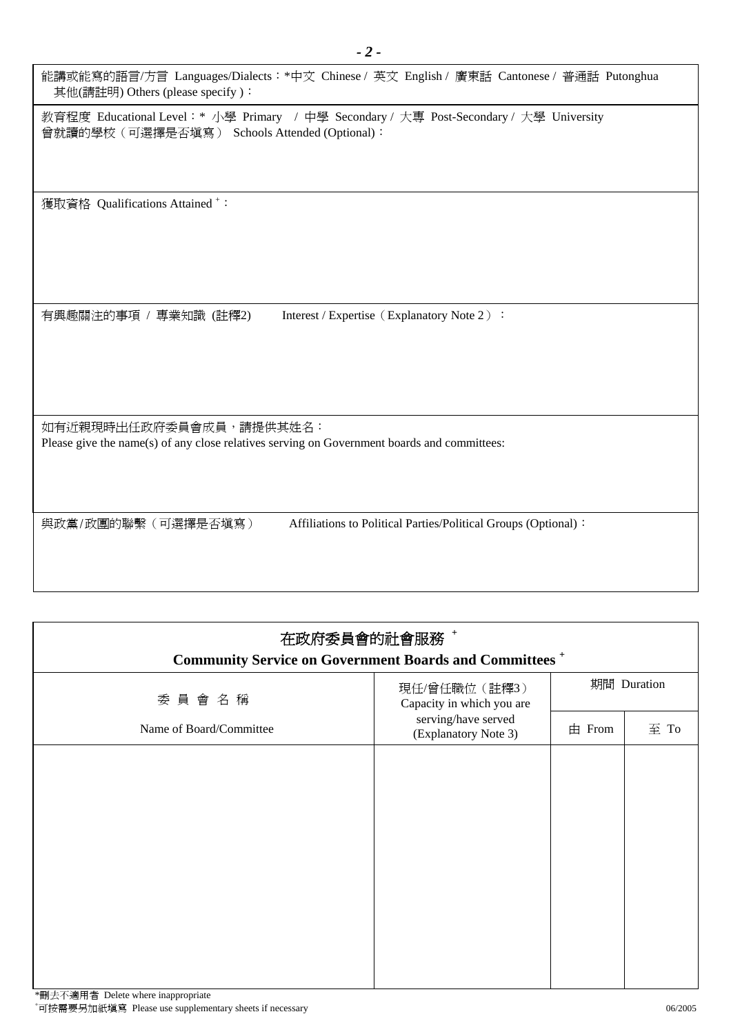能講或能寫的語言/方言 Languages/Dialects：*中文 Chinese / 英文 English / 廣東話 Cantonese / 普通話 Putonghua
其他(請註明) Others (please specify )：

教育程度 Educational Level：* 小學 Primary / 中學 Secondary / 大專 Post-Secondary / 大學 University
曾就讀的學校（可選擇是否填寫） Schools Attended (Optional)：

獲取資格 Qualifications Attained [+]：

有興趣關注的事項 / 專業知識 (註釋2) Interest / Expertise（Explanatory Note 2）：

如有近親現時出任政府委員會成員，請提供其姓名：
Please give the name(s) of any close relatives serving on Government boards and committees:

與政黨/政團的聯繫（可選擇是否填寫） Affiliations to Political Parties/Political Groups (Optional)：

## 在政府委員會的社會服務 [+]
## Community Service on Government Boards and Committees [+]

| 委 員 會 名 稱<br>Name of Board/Committee | 現任/曾任職位（註釋3）<br>Capacity in which you are serving/have served (Explanatory Note 3) | 期間 Duration | |
|---|---|---|---|
| | | 由 From | 至 To |
| | | | |

*刪去不適用者 Delete where inappropriate
[+]可按需要另加紙填寫 Please use supplementary sheets if necessary

06/2005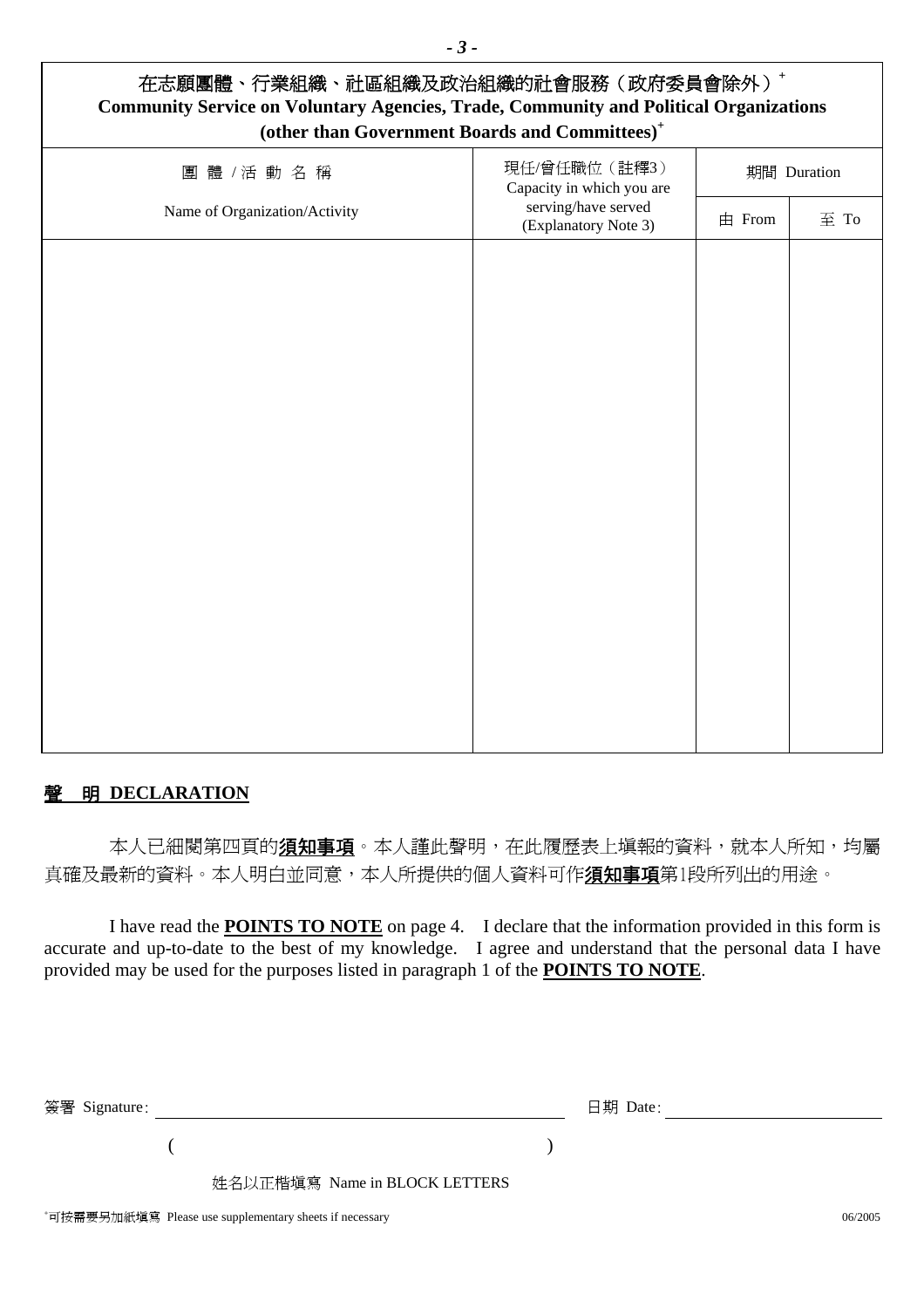## 在志願團體、行業組織、社區組織及政治組織的社會服務（政府委員會除外）+ Community Service on Voluntary Agencies, Trade, Community and Political Organizations (other than Government Boards and Committees)+

| 團 體 / 活 動 名 稱 Name of Organization/Activity | 現任/曾任職位（註釋3） Capacity in which you are serving/have served (Explanatory Note 3) | 期間 Duration | |
|---|---|---|---|
| | | 由 From | 至 To |
| | | | |

**聲 明 DECLARATION**

本人已細閱第四頁的**須知事項**。本人謹此聲明，在此履歷表上填報的資料，就本人所知，均屬真確及最新的資料。本人明白並同意，本人所提供的個人資料可作**須知事項**第1段所列出的用途。

I have read the **POINTS TO NOTE** on page 4. I declare that the information provided in this form is accurate and up-to-date to the best of my knowledge. I agree and understand that the personal data I have provided may be used for the purposes listed in paragraph 1 of the **POINTS TO NOTE**.

簽署 Signature: ______________________ 日期 Date: ______________

( )

姓名以正楷填寫 Name in BLOCK LETTERS

+可按需要另加紙填寫 Please use supplementary sheets if necessary

06/2005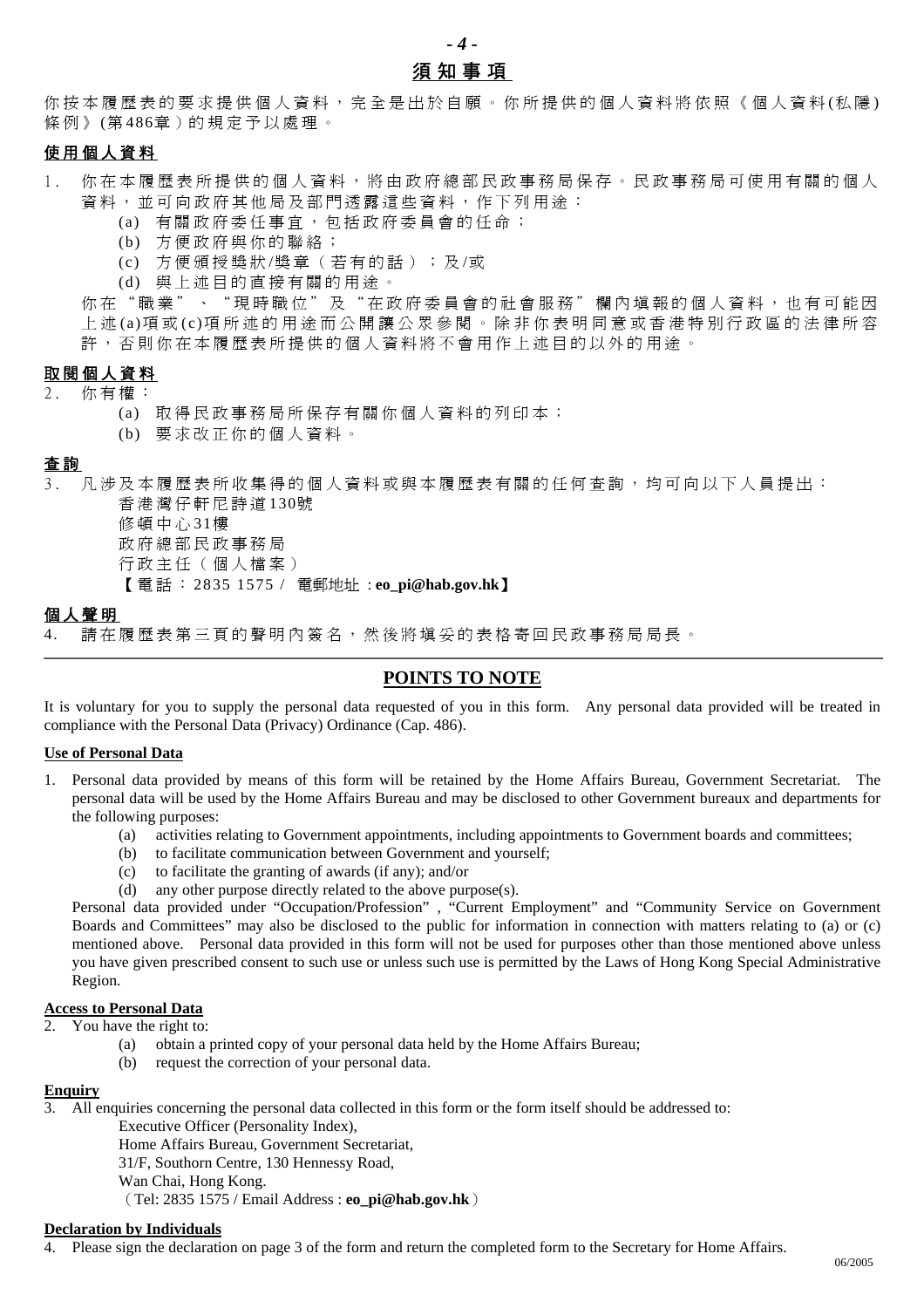## 須知事項

你按本履歷表的要求提供個人資料，完全是出於自願。你所提供的個人資料將依照《個人資料(私隱)條例》(第486章）的規定予以處理。

### 使用個人資料

1. 你在本履歷表所提供的個人資料，將由政府總部民政事務局保存。民政事務局可使用有關的個人資料，並可向政府其他局及部門透露這些資料，作下列用途：
   - (a) 有關政府委任事宜，包括政府委員會的任命；
   - (b) 方便政府與你的聯絡；
   - (c) 方便頒授獎狀/獎章（若有的話）；及/或
   - (d) 與上述目的直接有關的用途。

   你在“職業”、“現時職位”及“在政府委員會的社會服務”欄內填報的個人資料，也有可能因上述(a)項或(c)項所述的用途而公開讓公眾參閱。除非你表明同意或香港特別行政區的法律所容許，否則你在本履歷表所提供的個人資料將不會用作上述目的以外的用途。

### 取閱個人資料

2. 你有權：
   - (a) 取得民政事務局所保存有關你個人資料的列印本；
   - (b) 要求改正你的個人資料。

### 查詢

3. 凡涉及本履歷表所收集得的個人資料或與本履歷表有關的任何查詢，均可向以下人員提出：

   香港灣仔軒尼詩道130號
   修頓中心31樓
   政府總部民政事務局
   行政主任（個人檔案）
   【電話：2835 1575 / 電郵地址：**eo_pi@hab.gov.hk**】

### 個人聲明

4. 請在履歷表第三頁的聲明內簽名，然後將填妥的表格寄回民政事務局局長。

---

## POINTS TO NOTE

It is voluntary for you to supply the personal data requested of you in this form. Any personal data provided will be treated in compliance with the Personal Data (Privacy) Ordinance (Cap. 486).

### Use of Personal Data

1. Personal data provided by means of this form will be retained by the Home Affairs Bureau, Government Secretariat. The personal data will be used by the Home Affairs Bureau and may be disclosed to other Government bureaux and departments for the following purposes:
   - (a) activities relating to Government appointments, including appointments to Government boards and committees;
   - (b) to facilitate communication between Government and yourself;
   - (c) to facilitate the granting of awards (if any); and/or
   - (d) any other purpose directly related to the above purpose(s).

   Personal data provided under "Occupation/Profession", "Current Employment" and "Community Service on Government Boards and Committees" may also be disclosed to the public for information in connection with matters relating to (a) or (c) mentioned above. Personal data provided in this form will not be used for purposes other than those mentioned above unless you have given prescribed consent to such use or unless such use is permitted by the Laws of Hong Kong Special Administrative Region.

### Access to Personal Data

2. You have the right to:
   - (a) obtain a printed copy of your personal data held by the Home Affairs Bureau;
   - (b) request the correction of your personal data.

### Enquiry

3. All enquiries concerning the personal data collected in this form or the form itself should be addressed to:

   Executive Officer (Personality Index),
   Home Affairs Bureau, Government Secretariat,
   31/F, Southorn Centre, 130 Hennessy Road,
   Wan Chai, Hong Kong.
   （Tel: 2835 1575 / Email Address : **eo_pi@hab.gov.hk**）

### Declaration by Individuals

4. Please sign the declaration on page 3 of the form and return the completed form to the Secretary for Home Affairs.

06/2005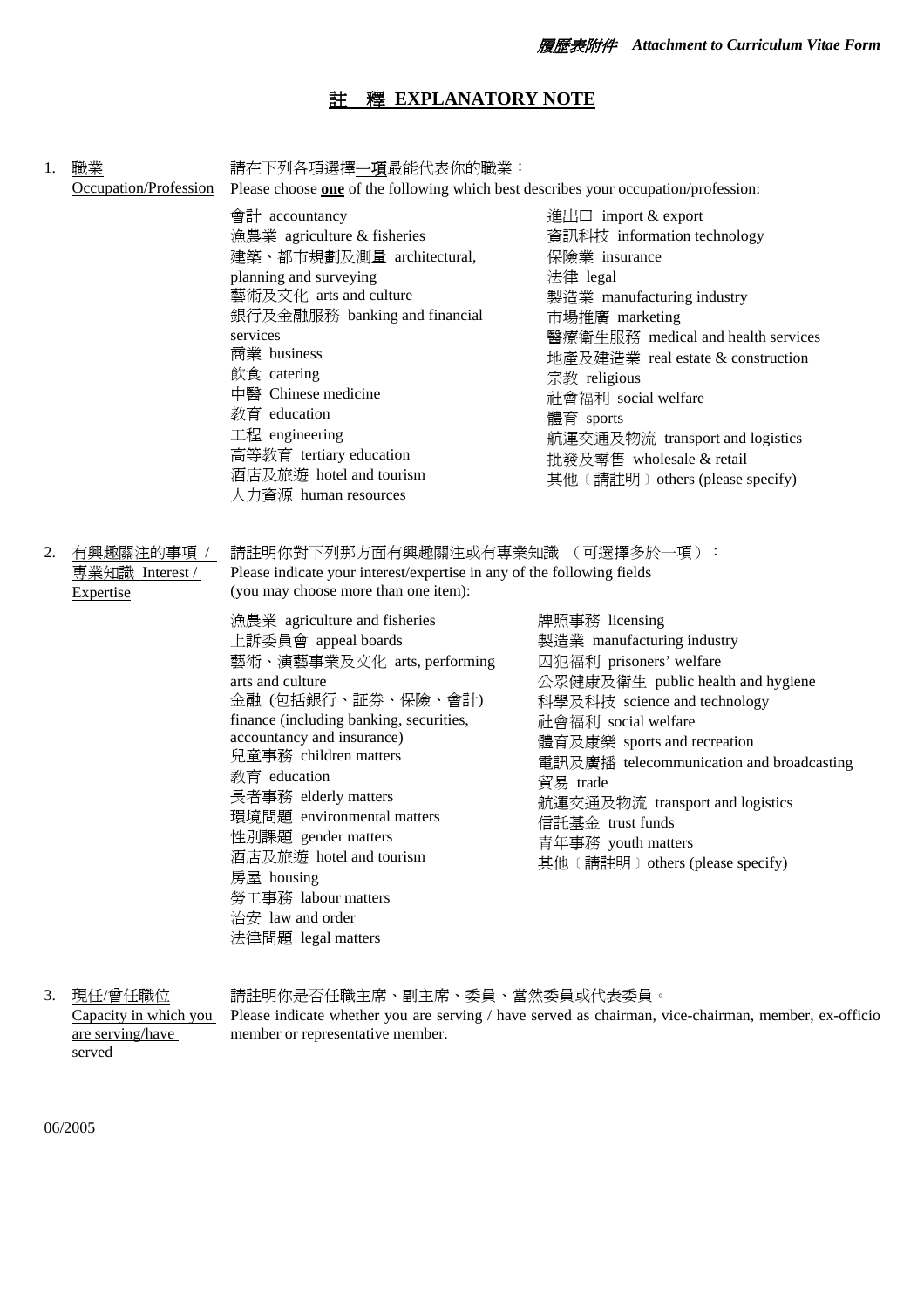*履歷表附件 Attachment to Curriculum Vitae Form*

# 註 釋 EXPLANATORY NOTE

1. 職業 Occupation/Profession

請在下列各項選擇**一項**最能代表你的職業：
Please choose **one** of the following which best describes your occupation/profession:

- 會計 accountancy
- 漁農業 agriculture & fisheries
- 建築、都市規劃及測量 architectural, planning and surveying
- 藝術及文化 arts and culture
- 銀行及金融服務 banking and financial services
- 商業 business
- 飲食 catering
- 中醫 Chinese medicine
- 教育 education
- 工程 engineering
- 高等教育 tertiary education
- 酒店及旅遊 hotel and tourism
- 人力資源 human resources
- 進出口 import & export
- 資訊科技 information technology
- 保險業 insurance
- 法律 legal
- 製造業 manufacturing industry
- 市場推廣 marketing
- 醫療衛生服務 medical and health services
- 地產及建造業 real estate & construction
- 宗教 religious
- 社會福利 social welfare
- 體育 sports
- 航運交通及物流 transport and logistics
- 批發及零售 wholesale & retail
- 其他〔請註明〕others (please specify)

2. 有興趣關注的事項 / 專業知識 Interest / Expertise

請註明你對下列那方面有興趣關注或有專業知識 （可選擇多於一項）：
Please indicate your interest/expertise in any of the following fields (you may choose more than one item):

- 漁農業 agriculture and fisheries
- 上訴委員會 appeal boards
- 藝術、演藝事業及文化 arts, performing arts and culture
- 金融 (包括銀行、証券、保險、會計) finance (including banking, securities, accountancy and insurance)
- 兒童事務 children matters
- 教育 education
- 長者事務 elderly matters
- 環境問題 environmental matters
- 性別課題 gender matters
- 酒店及旅遊 hotel and tourism
- 房屋 housing
- 勞工事務 labour matters
- 治安 law and order
- 法律問題 legal matters
- 牌照事務 licensing
- 製造業 manufacturing industry
- 囚犯福利 prisoners' welfare
- 公眾健康及衛生 public health and hygiene
- 科學及科技 science and technology
- 社會福利 social welfare
- 體育及康樂 sports and recreation
- 電訊及廣播 telecommunication and broadcasting
- 貿易 trade
- 航運交通及物流 transport and logistics
- 信託基金 trust funds
- 青年事務 youth matters
- 其他〔請註明〕others (please specify)

3. 現任/曾任職位 Capacity in which you are serving/have served

請註明你是否任職主席、副主席、委員、當然委員或代表委員。
Please indicate whether you are serving / have served as chairman, vice-chairman, member, ex-officio member or representative member.

06/2005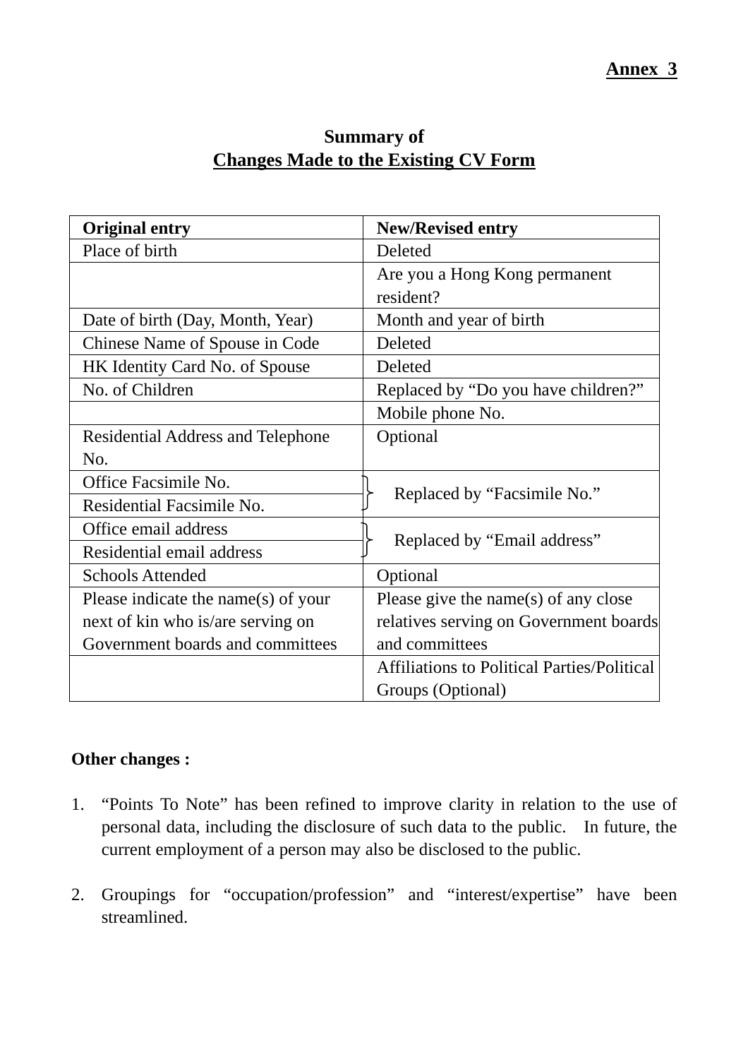**Annex 3**

## Summary of
## Changes Made to the Existing CV Form

| Original entry | New/Revised entry |
|---|---|
| Place of birth | Deleted |
| | Are you a Hong Kong permanent resident? |
| Date of birth (Day, Month, Year) | Month and year of birth |
| Chinese Name of Spouse in Code | Deleted |
| HK Identity Card No. of Spouse | Deleted |
| No. of Children | Replaced by "Do you have children?" |
| | Mobile phone No. |
| Residential Address and Telephone No. | Optional |
| Office Facsimile No. | Replaced by "Facsimile No." |
| Residential Facsimile No. | |
| Office email address | Replaced by "Email address" |
| Residential email address | |
| Schools Attended | Optional |
| Please indicate the name(s) of your next of kin who is/are serving on Government boards and committees | Please give the name(s) of any close relatives serving on Government boards and committees |
| | Affiliations to Political Parties/Political Groups (Optional) |

**Other changes :**

1. "Points To Note" has been refined to improve clarity in relation to the use of personal data, including the disclosure of such data to the public. In future, the current employment of a person may also be disclosed to the public.

2. Groupings for "occupation/profession" and "interest/expertise" have been streamlined.